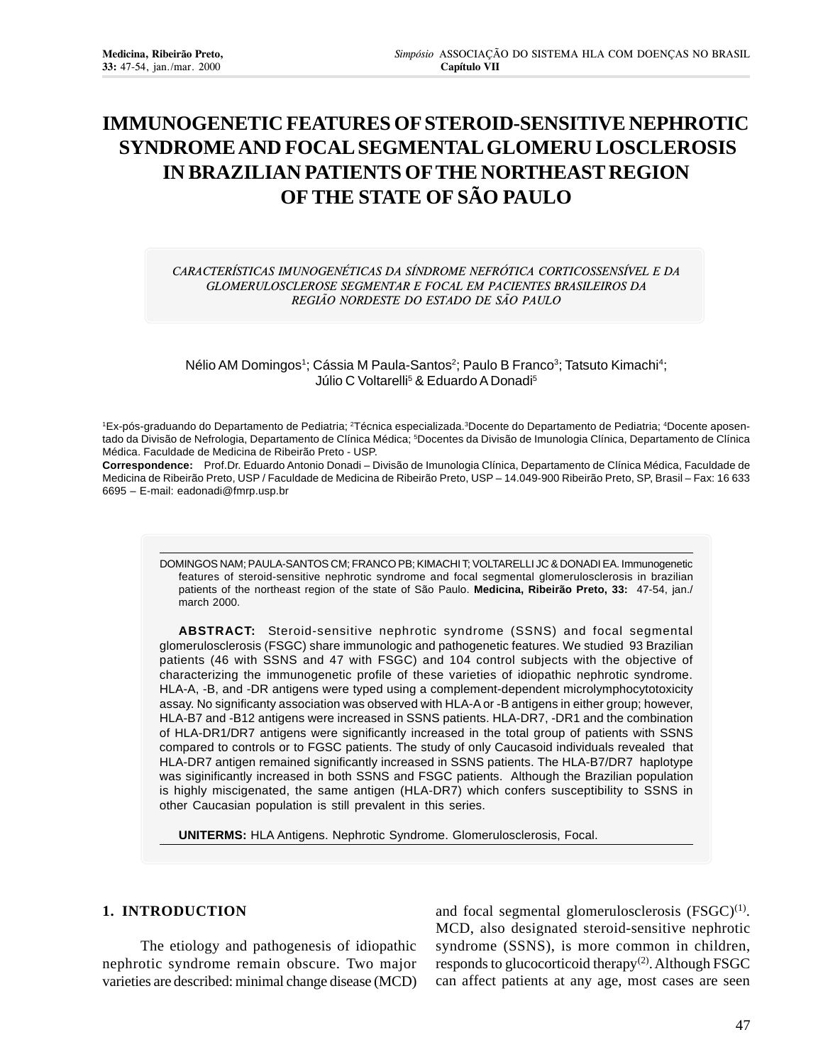# IMMUNOGENETIC FEATURES OF STEROID-SENSITIVE NEPHROTIC SYNDROME AND FOCAL SEGMENTAL GLOMERU LOSCLEROSIS IN BRAZILIAN PATIENTS OF THE NORTHEAST REGION OF THE STATE OF SÃO PAULO

*CARACTERÍSTICAS IMUNOGENÉTICAS DA SÍNDROME NEFRÓTICA CORTICOSSENSÍVEL E DA GLOMERULOSCLEROSE SEGMENTAR E FOCAL EM PACIENTES BRASILEIROS DA REGIÃO NORDESTE DO ESTADO DE SÃO PAULO*

Nélio AM Domingos[1]; Cássia M Paula-Santos[2]; Paulo B Franco[3]; Tatsuto Kimachi[4]; Júlio C Voltarelli[5] & Eduardo A Donadi[5]

[1]Ex-pós-graduando do Departamento de Pediatria; [2]Técnica especializada.[3]Docente do Departamento de Pediatria; [4]Docente aposentado da Divisão de Nefrologia, Departamento de Clínica Médica; [5]Docentes da Divisão de Imunologia Clínica, Departamento de Clínica Médica. Faculdade de Medicina de Ribeirão Preto - USP.

**Correspondence:** Prof.Dr. Eduardo Antonio Donadi – Divisão de Imunologia Clínica, Departamento de Clínica Médica, Faculdade de Medicina de Ribeirão Preto, USP / Faculdade de Medicina de Ribeirão Preto, USP – 14.049-900 Ribeirão Preto, SP, Brasil – Fax: 16 633 6695 – E-mail: eadonadi@fmrp.usp.br

DOMINGOS NAM; PAULA-SANTOS CM; FRANCO PB; KIMACHI T; VOLTARELLI JC & DONADI EA. Immunogenetic features of steroid-sensitive nephrotic syndrome and focal segmental glomerulosclerosis in brazilian patients of the northeast region of the state of São Paulo. **Medicina, Ribeirão Preto, 33:** 47-54, jan./march 2000.

**ABSTRACT:** Steroid-sensitive nephrotic syndrome (SSNS) and focal segmental glomerulosclerosis (FSGC) share immunologic and pathogenetic features. We studied 93 Brazilian patients (46 with SSNS and 47 with FSGC) and 104 control subjects with the objective of characterizing the immunogenetic profile of these varieties of idiopathic nephrotic syndrome. HLA-A, -B, and -DR antigens were typed using a complement-dependent microlymphocytotoxicity assay. No significanty association was observed with HLA-A or -B antigens in either group; however, HLA-B7 and -B12 antigens were increased in SSNS patients. HLA-DR7, -DR1 and the combination of HLA-DR1/DR7 antigens were significantly increased in the total group of patients with SSNS compared to controls or to FGSC patients. The study of only Caucasoid individuals revealed that HLA-DR7 antigen remained significantly increased in SSNS patients. The HLA-B7/DR7 haplotype was siginificantly increased in both SSNS and FSGC patients. Although the Brazilian population is highly miscigenated, the same antigen (HLA-DR7) which confers susceptibility to SSNS in other Caucasian population is still prevalent in this series.

**UNITERMS:** HLA Antigens. Nephrotic Syndrome. Glomerulosclerosis, Focal.

## 1. INTRODUCTION

The etiology and pathogenesis of idiopathic nephrotic syndrome remain obscure. Two major varieties are described: minimal change disease (MCD) and focal segmental glomerulosclerosis (FSGC)[1]. MCD, also designated steroid-sensitive nephrotic syndrome (SSNS), is more common in children, responds to glucocorticoid therapy[2]. Although FSGC can affect patients at any age, most cases are seen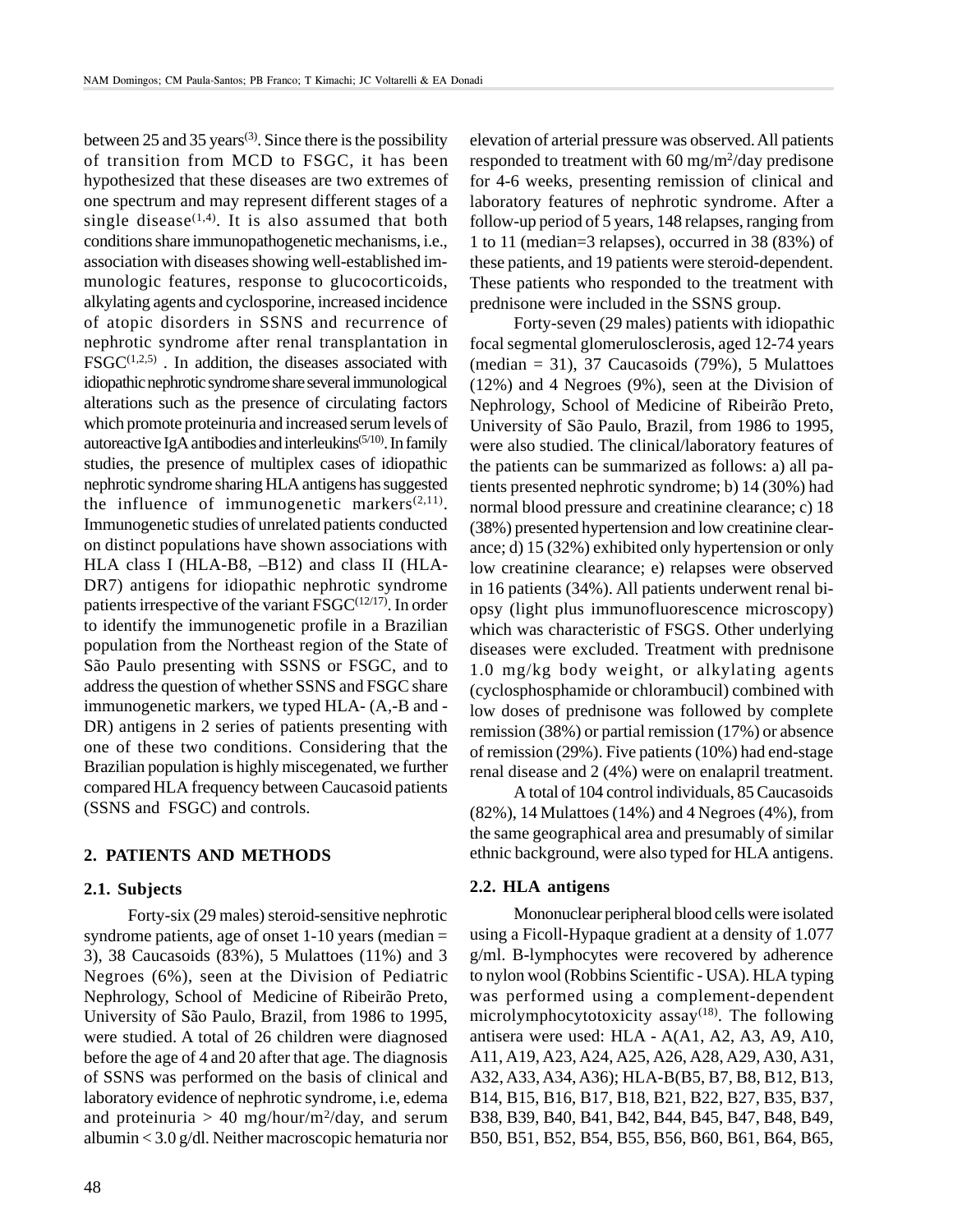between 25 and 35 years[3]. Since there is the possibility of transition from MCD to FSGC, it has been hypothesized that these diseases are two extremes of one spectrum and may represent different stages of a single disease[1,4]. It is also assumed that both conditions share immunopathogenetic mechanisms, i.e., association with diseases showing well-established immunologic features, response to glucocorticoids, alkylating agents and cyclosporine, increased incidence of atopic disorders in SSNS and recurrence of nephrotic syndrome after renal transplantation in FSGC[1,2,5] . In addition, the diseases associated with idiopathic nephrotic syndrome share several immunological alterations such as the presence of circulating factors which promote proteinuria and increased serum levels of autoreactive IgA antibodies and interleukins[5/10]. In family studies, the presence of multiplex cases of idiopathic nephrotic syndrome sharing HLA antigens has suggested the influence of immunogenetic markers[2,11]. Immunogenetic studies of unrelated patients conducted on distinct populations have shown associations with HLA class I (HLA-B8, –B12) and class II (HLA-DR7) antigens for idiopathic nephrotic syndrome patients irrespective of the variant FSGC[12/17]. In order to identify the immunogenetic profile in a Brazilian population from the Northeast region of the State of São Paulo presenting with SSNS or FSGC, and to address the question of whether SSNS and FSGC share immunogenetic markers, we typed HLA- (A,-B and -DR) antigens in 2 series of patients presenting with one of these two conditions. Considering that the Brazilian population is highly miscegenated, we further compared HLA frequency between Caucasoid patients (SSNS and FSGC) and controls.

## 2. PATIENTS AND METHODS

### 2.1. Subjects

Forty-six (29 males) steroid-sensitive nephrotic syndrome patients, age of onset 1-10 years (median = 3), 38 Caucasoids (83%), 5 Mulattoes (11%) and 3 Negroes (6%), seen at the Division of Pediatric Nephrology, School of Medicine of Ribeirão Preto, University of São Paulo, Brazil, from 1986 to 1995, were studied. A total of 26 children were diagnosed before the age of 4 and 20 after that age. The diagnosis of SSNS was performed on the basis of clinical and laboratory evidence of nephrotic syndrome, i.e, edema and proteinuria > 40 mg/hour/m$^2$/day, and serum albumin < 3.0 g/dl. Neither macroscopic hematuria nor elevation of arterial pressure was observed. All patients responded to treatment with 60 mg/m$^2$/day predisone for 4-6 weeks, presenting remission of clinical and laboratory features of nephrotic syndrome. After a follow-up period of 5 years, 148 relapses, ranging from 1 to 11 (median=3 relapses), occurred in 38 (83%) of these patients, and 19 patients were steroid-dependent. These patients who responded to the treatment with prednisone were included in the SSNS group.

Forty-seven (29 males) patients with idiopathic focal segmental glomerulosclerosis, aged 12-74 years (median = 31), 37 Caucasoids (79%), 5 Mulattoes (12%) and 4 Negroes (9%), seen at the Division of Nephrology, School of Medicine of Ribeirão Preto, University of São Paulo, Brazil, from 1986 to 1995, were also studied. The clinical/laboratory features of the patients can be summarized as follows: a) all patients presented nephrotic syndrome; b) 14 (30%) had normal blood pressure and creatinine clearance; c) 18 (38%) presented hypertension and low creatinine clearance; d) 15 (32%) exhibited only hypertension or only low creatinine clearance; e) relapses were observed in 16 patients (34%). All patients underwent renal biopsy (light plus immunofluorescence microscopy) which was characteristic of FSGS. Other underlying diseases were excluded. Treatment with prednisone 1.0 mg/kg body weight, or alkylating agents (cyclosphosphamide or chlorambucil) combined with low doses of prednisone was followed by complete remission (38%) or partial remission (17%) or absence of remission (29%). Five patients (10%) had end-stage renal disease and 2 (4%) were on enalapril treatment.

A total of 104 control individuals, 85 Caucasoids (82%), 14 Mulattoes (14%) and 4 Negroes (4%), from the same geographical area and presumably of similar ethnic background, were also typed for HLA antigens.

### 2.2. HLA antigens

Mononuclear peripheral blood cells were isolated using a Ficoll-Hypaque gradient at a density of 1.077 g/ml. B-lymphocytes were recovered by adherence to nylon wool (Robbins Scientific - USA). HLA typing was performed using a complement-dependent microlymphocytotoxicity assay[18]. The following antisera were used: HLA - A(A1, A2, A3, A9, A10, A11, A19, A23, A24, A25, A26, A28, A29, A30, A31, A32, A33, A34, A36); HLA-B(B5, B7, B8, B12, B13, B14, B15, B16, B17, B18, B21, B22, B27, B35, B37, B38, B39, B40, B41, B42, B44, B45, B47, B48, B49, B50, B51, B52, B54, B55, B56, B60, B61, B64, B65,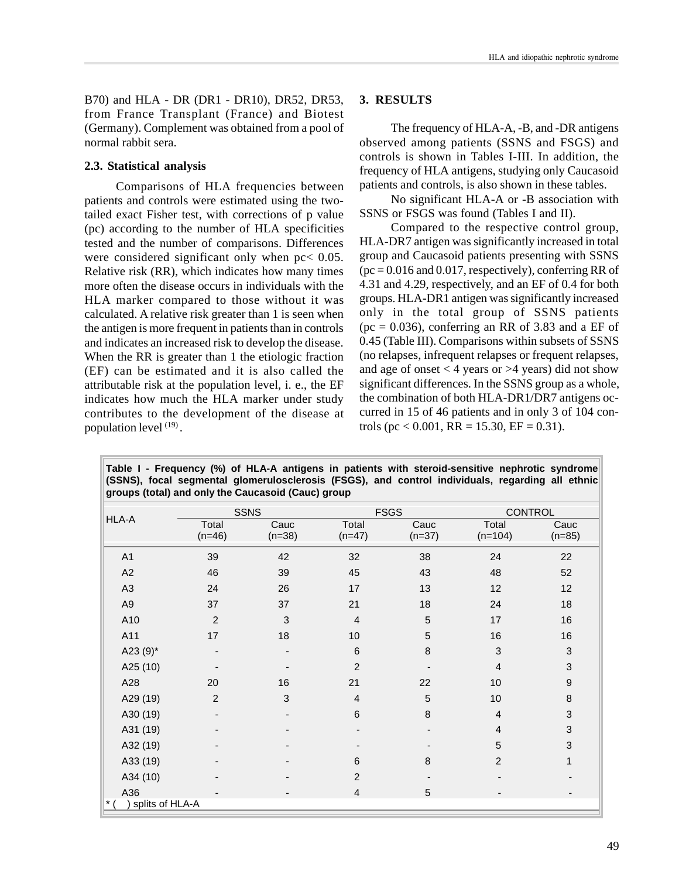B70) and HLA - DR (DR1 - DR10), DR52, DR53, from France Transplant (France) and Biotest (Germany). Complement was obtained from a pool of normal rabbit sera.

### 2.3. Statistical analysis

Comparisons of HLA frequencies between patients and controls were estimated using the two-tailed exact Fisher test, with corrections of p value (pc) according to the number of HLA specificities tested and the number of comparisons. Differences were considered significant only when pc< 0.05. Relative risk (RR), which indicates how many times more often the disease occurs in individuals with the HLA marker compared to those without it was calculated. A relative risk greater than 1 is seen when the antigen is more frequent in patients than in controls and indicates an increased risk to develop the disease. When the RR is greater than 1 the etiologic fraction (EF) can be estimated and it is also called the attributable risk at the population level, i. e., the EF indicates how much the HLA marker under study contributes to the development of the disease at population level [19].

## 3. RESULTS

The frequency of HLA-A, -B, and -DR antigens observed among patients (SSNS and FSGS) and controls is shown in Tables I-III. In addition, the frequency of HLA antigens, studying only Caucasoid patients and controls, is also shown in these tables.

No significant HLA-A or -B association with SSNS or FSGS was found (Tables I and II).

Compared to the respective control group, HLA-DR7 antigen was significantly increased in total group and Caucasoid patients presenting with SSNS (pc = 0.016 and 0.017, respectively), conferring RR of 4.31 and 4.29, respectively, and an EF of 0.4 for both groups. HLA-DR1 antigen was significantly increased only in the total group of SSNS patients (pc = 0.036), conferring an RR of 3.83 and a EF of 0.45 (Table III). Comparisons within subsets of SSNS (no relapses, infrequent relapses or frequent relapses, and age of onset < 4 years or >4 years) did not show significant differences. In the SSNS group as a whole, the combination of both HLA-DR1/DR7 antigens occurred in 15 of 46 patients and in only 3 of 104 controls (pc < 0.001, RR = 15.30, EF = 0.31).

**Table I - Frequency (%) of HLA-A antigens in patients with steroid-sensitive nephrotic syndrome (SSNS), focal segmental glomerulosclerosis (FSGS), and control individuals, regarding all ethnic groups (total) and only the Caucasoid (Cauc) group**

| HLA-A | SSNS | | FSGS | | CONTROL | |
|---|---|---|---|---|---|---|
| | Total (n=46) | Cauc (n=38) | Total (n=47) | Cauc (n=37) | Total (n=104) | Cauc (n=85) |
| A1 | 39 | 42 | 32 | 38 | 24 | 22 |
| A2 | 46 | 39 | 45 | 43 | 48 | 52 |
| A3 | 24 | 26 | 17 | 13 | 12 | 12 |
| A9 | 37 | 37 | 21 | 18 | 24 | 18 |
| A10 | 2 | 3 | 4 | 5 | 17 | 16 |
| A11 | 17 | 18 | 10 | 5 | 16 | 16 |
| A23 (9)* | - | - | 6 | 8 | 3 | 3 |
| A25 (10) | - | - | 2 | - | 4 | 3 |
| A28 | 20 | 16 | 21 | 22 | 10 | 9 |
| A29 (19) | 2 | 3 | 4 | 5 | 10 | 8 |
| A30 (19) | - | - | 6 | 8 | 4 | 3 |
| A31 (19) | - | - | - | - | 4 | 3 |
| A32 (19) | - | - | - | - | 5 | 3 |
| A33 (19) | - | - | 6 | 8 | 2 | 1 |
| A34 (10) | - | - | 2 | - | - | - |
| A36 | - | - | 4 | 5 | - | - |

\* ( ) splits of HLA-A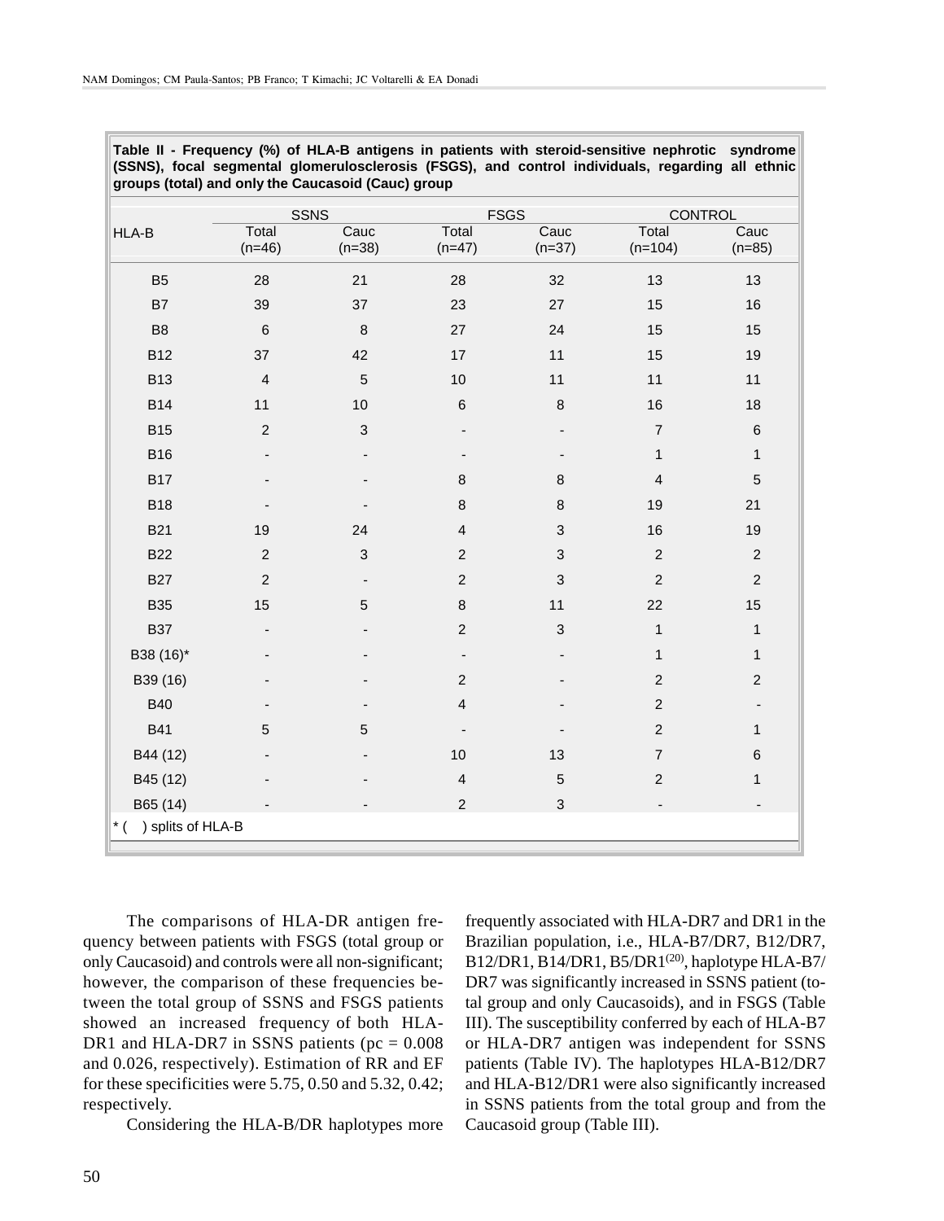**Table II - Frequency (%) of HLA-B antigens in patients with steroid-sensitive nephrotic syndrome (SSNS), focal segmental glomerulosclerosis (FSGS), and control individuals, regarding all ethnic groups (total) and only the Caucasoid (Cauc) group**

| HLA-B | SSNS | | FSGS | | CONTROL | |
|---|---|---|---|---|---|---|
| | Total (n=46) | Cauc (n=38) | Total (n=47) | Cauc (n=37) | Total (n=104) | Cauc (n=85) |
| B5 | 28 | 21 | 28 | 32 | 13 | 13 |
| B7 | 39 | 37 | 23 | 27 | 15 | 16 |
| B8 | 6 | 8 | 27 | 24 | 15 | 15 |
| B12 | 37 | 42 | 17 | 11 | 15 | 19 |
| B13 | 4 | 5 | 10 | 11 | 11 | 11 |
| B14 | 11 | 10 | 6 | 8 | 16 | 18 |
| B15 | 2 | 3 | - | - | 7 | 6 |
| B16 | - | - | - | - | 1 | 1 |
| B17 | - | - | 8 | 8 | 4 | 5 |
| B18 | - | - | 8 | 8 | 19 | 21 |
| B21 | 19 | 24 | 4 | 3 | 16 | 19 |
| B22 | 2 | 3 | 2 | 3 | 2 | 2 |
| B27 | 2 | - | 2 | 3 | 2 | 2 |
| B35 | 15 | 5 | 8 | 11 | 22 | 15 |
| B37 | - | - | 2 | 3 | 1 | 1 |
| B38 (16)* | - | - | - | - | 1 | 1 |
| B39 (16) | - | - | 2 | - | 2 | 2 |
| B40 | - | - | 4 | - | 2 | - |
| B41 | 5 | 5 | - | - | 2 | 1 |
| B44 (12) | - | - | 10 | 13 | 7 | 6 |
| B45 (12) | - | - | 4 | 5 | 2 | 1 |
| B65 (14) | - | - | 2 | 3 | - | - |

\* ( ) splits of HLA-B

The comparisons of HLA-DR antigen frequency between patients with FSGS (total group or only Caucasoid) and controls were all non-significant; however, the comparison of these frequencies between the total group of SSNS and FSGS patients showed an increased frequency of both HLA-DR1 and HLA-DR7 in SSNS patients (pc = 0.008 and 0.026, respectively). Estimation of RR and EF for these specificities were 5.75, 0.50 and 5.32, 0.42; respectively.

Considering the HLA-B/DR haplotypes more frequently associated with HLA-DR7 and DR1 in the Brazilian population, i.e., HLA-B7/DR7, B12/DR7, B12/DR1, B14/DR1, B5/DR1[20], haplotype HLA-B7/DR7 was significantly increased in SSNS patient (total group and only Caucasoids), and in FSGS (Table III). The susceptibility conferred by each of HLA-B7 or HLA-DR7 antigen was independent for SSNS patients (Table IV). The haplotypes HLA-B12/DR7 and HLA-B12/DR1 were also significantly increased in SSNS patients from the total group and from the Caucasoid group (Table III).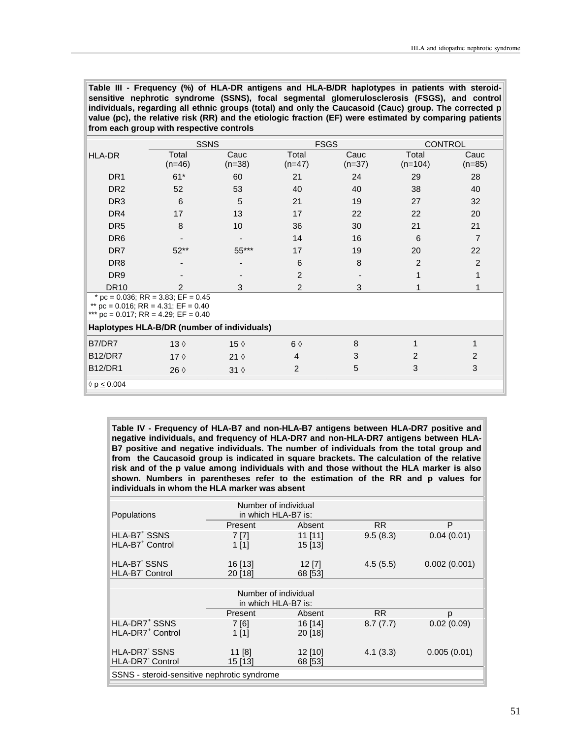**Table III - Frequency (%) of HLA-DR antigens and HLA-B/DR haplotypes in patients with steroid-sensitive nephrotic syndrome (SSNS), focal segmental glomerulosclerosis (FSGS), and control individuals, regarding all ethnic groups (total) and only the Caucasoid (Cauc) group. The corrected p value (pc), the relative risk (RR) and the etiologic fraction (EF) were estimated by comparing patients from each group with respective controls**

| HLA-DR | SSNS | | FSGS | | CONTROL | |
|---|---|---|---|---|---|---|
| | Total (n=46) | Cauc (n=38) | Total (n=47) | Cauc (n=37) | Total (n=104) | Cauc (n=85) |
| DR1 | 61* | 60 | 21 | 24 | 29 | 28 |
| DR2 | 52 | 53 | 40 | 40 | 38 | 40 |
| DR3 | 6 | 5 | 21 | 19 | 27 | 32 |
| DR4 | 17 | 13 | 17 | 22 | 22 | 20 |
| DR5 | 8 | 10 | 36 | 30 | 21 | 21 |
| DR6 | - | - | 14 | 16 | 6 | 7 |
| DR7 | 52** | 55*** | 17 | 19 | 20 | 22 |
| DR8 | - | - | 6 | 8 | 2 | 2 |
| DR9 | - | - | 2 | - | 1 | 1 |
| DR10 | 2 | 3 | 2 | 3 | 1 | 1 |
| **Haplotypes HLA-B/DR (number of individuals)** | | | | | | |
| B7/DR7 | 13 ◊ | 15 ◊ | 6 ◊ | 8 | 1 | 1 |
| B12/DR7 | 17 ◊ | 21 ◊ | 4 | 3 | 2 | 2 |
| B12/DR1 | 26 ◊ | 31 ◊ | 2 | 5 | 3 | 3 |

\* pc = 0.036; RR = 3.83; EF = 0.45
\*\* pc = 0.016; RR = 4.31; EF = 0.40
\*\*\* pc = 0.017; RR = 4.29; EF = 0.40

◊ $p \leq 0.004$

**Table IV - Frequency of HLA-B7 and non-HLA-B7 antigens between HLA-DR7 positive and negative individuals, and frequency of HLA-DR7 and non-HLA-DR7 antigens between HLA-B7 positive and negative individuals. The number of individuals from the total group and from the Caucasoid group is indicated in square brackets. The calculation of the relative risk and of the p value among individuals with and those without the HLA marker is also shown. Numbers in parentheses refer to the estimation of the RR and p values for individuals in whom the HLA marker was absent**

| Populations | Number of individual in which HLA-B7 is: Present | Absent | RR | P |
|---|---|---|---|---|
| HLA-B7$^+$ SSNS | 7 [7] | 11 [11] | 9.5 (8.3) | 0.04 (0.01) |
| HLA-B7$^+$ Control | 1 [1] | 15 [13] | | |
| HLA-B7$^-$ SSNS | 16 [13] | 12 [7] | 4.5 (5.5) | 0.002 (0.001) |
| HLA-B7$^-$ Control | 20 [18] | 68 [53] | | |
| | **Number of individual in which HLA-B7 is: Present** | **Absent** | **RR** | **p** |
| HLA-DR7$^+$ SSNS | 7 [6] | 16 [14] | 8.7 (7.7) | 0.02 (0.09) |
| HLA-DR7$^+$ Control | 1 [1] | 20 [18] | | |
| HLA-DR7$^-$ SSNS | 11 [8] | 12 [10] | 4.1 (3.3) | 0.005 (0.01) |
| HLA-DR7$^-$ Control | 15 [13] | 68 [53] | | |

SSNS - steroid-sensitive nephrotic syndrome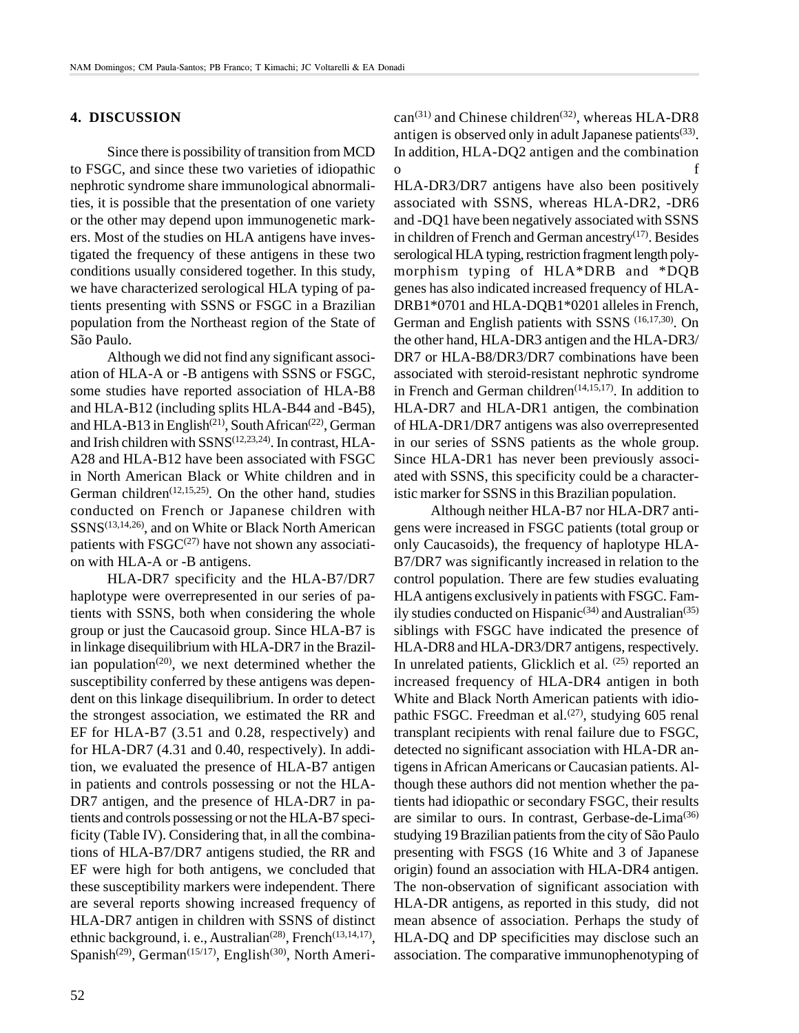## 4. DISCUSSION

Since there is possibility of transition from MCD to FSGC, and since these two varieties of idiopathic nephrotic syndrome share immunological abnormalities, it is possible that the presentation of one variety or the other may depend upon immunogenetic markers. Most of the studies on HLA antigens have investigated the frequency of these antigens in these two conditions usually considered together. In this study, we have characterized serological HLA typing of patients presenting with SSNS or FSGC in a Brazilian population from the Northeast region of the State of São Paulo.

Although we did not find any significant association of HLA-A or -B antigens with SSNS or FSGC, some studies have reported association of HLA-B8 and HLA-B12 (including splits HLA-B44 and -B45), and HLA-B13 in English[21], South African[22], German and Irish children with SSNS[12,23,24]. In contrast, HLA-A28 and HLA-B12 have been associated with FSGC in North American Black or White children and in German children[12,15,25]. On the other hand, studies conducted on French or Japanese children with SSNS[13,14,26], and on White or Black North American patients with FSGC[27] have not shown any association with HLA-A or -B antigens.

HLA-DR7 specificity and the HLA-B7/DR7 haplotype were overrepresented in our series of patients with SSNS, both when considering the whole group or just the Caucasoid group. Since HLA-B7 is in linkage disequilibrium with HLA-DR7 in the Brazilian population[20], we next determined whether the susceptibility conferred by these antigens was dependent on this linkage disequilibrium. In order to detect the strongest association, we estimated the RR and EF for HLA-B7 (3.51 and 0.28, respectively) and for HLA-DR7 (4.31 and 0.40, respectively). In addition, we evaluated the presence of HLA-B7 antigen in patients and controls possessing or not the HLA-DR7 antigen, and the presence of HLA-DR7 in patients and controls possessing or not the HLA-B7 specificity (Table IV). Considering that, in all the combinations of HLA-B7/DR7 antigens studied, the RR and EF were high for both antigens, we concluded that these susceptibility markers were independent. There are several reports showing increased frequency of HLA-DR7 antigen in children with SSNS of distinct ethnic background, i. e., Australian[28], French[13,14,17], Spanish[29], German[15/17], English[30], North American[31] and Chinese children[32], whereas HLA-DR8 antigen is observed only in adult Japanese patients[33]. In addition, HLA-DQ2 antigen and the combination of HLA-DR3/DR7 antigens have also been positively associated with SSNS, whereas HLA-DR2, -DR6 and -DQ1 have been negatively associated with SSNS in children of French and German ancestry[17]. Besides serological HLA typing, restriction fragment length polymorphism typing of HLA*DRB and *DQB genes has also indicated increased frequency of HLA-DRB1*0701 and HLA-DQB1*0201 alleles in French, German and English patients with SSNS [16,17,30]. On the other hand, HLA-DR3 antigen and the HLA-DR3/DR7 or HLA-B8/DR3/DR7 combinations have been associated with steroid-resistant nephrotic syndrome in French and German children[14,15,17]. In addition to HLA-DR7 and HLA-DR1 antigen, the combination of HLA-DR1/DR7 antigens was also overrepresented in our series of SSNS patients as the whole group. Since HLA-DR1 has never been previously associated with SSNS, this specificity could be a characteristic marker for SSNS in this Brazilian population.

Although neither HLA-B7 nor HLA-DR7 antigens were increased in FSGC patients (total group or only Caucasoids), the frequency of haplotype HLA-B7/DR7 was significantly increased in relation to the control population. There are few studies evaluating HLA antigens exclusively in patients with FSGC. Family studies conducted on Hispanic[34] and Australian[35] siblings with FSGC have indicated the presence of HLA-DR8 and HLA-DR3/DR7 antigens, respectively. In unrelated patients, Glicklich et al. [25] reported an increased frequency of HLA-DR4 antigen in both White and Black North American patients with idiopathic FSGC. Freedman et al.[27], studying 605 renal transplant recipients with renal failure due to FSGC, detected no significant association with HLA-DR antigens in African Americans or Caucasian patients. Although these authors did not mention whether the patients had idiopathic or secondary FSGC, their results are similar to ours. In contrast, Gerbase-de-Lima[36] studying 19 Brazilian patients from the city of São Paulo presenting with FSGS (16 White and 3 of Japanese origin) found an association with HLA-DR4 antigen. The non-observation of significant association with HLA-DR antigens, as reported in this study, did not mean absence of association. Perhaps the study of HLA-DQ and DP specificities may disclose such an association. The comparative immunophenotyping of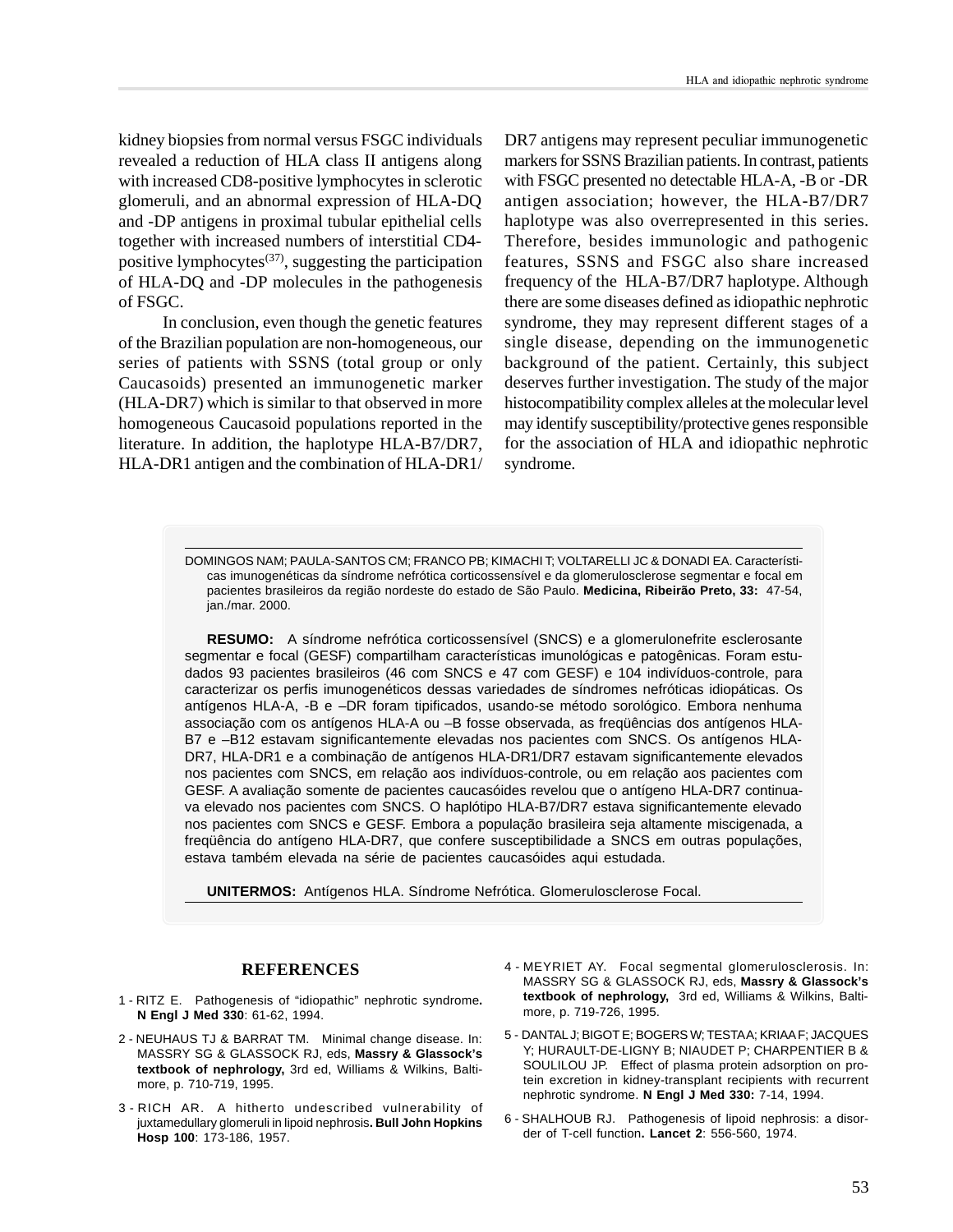kidney biopsies from normal versus FSGC individuals revealed a reduction of HLA class II antigens along with increased CD8-positive lymphocytes in sclerotic glomeruli, and an abnormal expression of HLA-DQ and -DP antigens in proximal tubular epithelial cells together with increased numbers of interstitial CD4-positive lymphocytes[37], suggesting the participation of HLA-DQ and -DP molecules in the pathogenesis of FSGC.

In conclusion, even though the genetic features of the Brazilian population are non-homogeneous, our series of patients with SSNS (total group or only Caucasoids) presented an immunogenetic marker (HLA-DR7) which is similar to that observed in more homogeneous Caucasoid populations reported in the literature. In addition, the haplotype HLA-B7/DR7, HLA-DR1 antigen and the combination of HLA-DR1/DR7 antigens may represent peculiar immunogenetic markers for SSNS Brazilian patients. In contrast, patients with FSGC presented no detectable HLA-A, -B or -DR antigen association; however, the HLA-B7/DR7 haplotype was also overrepresented in this series. Therefore, besides immunologic and pathogenic features, SSNS and FSGC also share increased frequency of the HLA-B7/DR7 haplotype. Although there are some diseases defined as idiopathic nephrotic syndrome, they may represent different stages of a single disease, depending on the immunogenetic background of the patient. Certainly, this subject deserves further investigation. The study of the major histocompatibility complex alleles at the molecular level may identify susceptibility/protective genes responsible for the association of HLA and idiopathic nephrotic syndrome.

---

DOMINGOS NAM; PAULA-SANTOS CM; FRANCO PB; KIMACHI T; VOLTARELLI JC & DONADI EA. Características imunogenéticas da síndrome nefrótica corticossensível e da glomerulosclerose segmentar e focal em pacientes brasileiros da região nordeste do estado de São Paulo. **Medicina, Ribeirão Preto, 33:** 47-54, jan./mar. 2000.

**RESUMO:** A síndrome nefrótica corticossensível (SNCS) e a glomerulonefrite esclerosante segmentar e focal (GESF) compartilham características imunológicas e patogênicas. Foram estudados 93 pacientes brasileiros (46 com SNCS e 47 com GESF) e 104 indivíduos-controle, para caracterizar os perfis imunogenéticos dessas variedades de síndromes nefróticas idiopáticas. Os antígenos HLA-A, -B e –DR foram tipificados, usando-se método sorológico. Embora nenhuma associação com os antígenos HLA-A ou –B fosse observada, as freqüências dos antígenos HLA-B7 e –B12 estavam significantemente elevadas nos pacientes com SNCS. Os antígenos HLA-DR7, HLA-DR1 e a combinação de antígenos HLA-DR1/DR7 estavam significantemente elevados nos pacientes com SNCS, em relação aos indivíduos-controle, ou em relação aos pacientes com GESF. A avaliação somente de pacientes caucasóides revelou que o antígeno HLA-DR7 continuava elevado nos pacientes com SNCS. O haplótipo HLA-B7/DR7 estava significantemente elevado nos pacientes com SNCS e GESF. Embora a população brasileira seja altamente miscigenada, a freqüência do antígeno HLA-DR7, que confere susceptibilidade a SNCS em outras populações, estava também elevada na série de pacientes caucasóides aqui estudada.

**UNITERMOS:** Antígenos HLA. Síndrome Nefrótica. Glomerulosclerose Focal.

---

## REFERENCES

1 - RITZ E. Pathogenesis of "idiopathic" nephrotic syndrome**. N Engl J Med 330**: 61-62, 1994.

2 - NEUHAUS TJ & BARRAT TM. Minimal change disease. In: MASSRY SG & GLASSOCK RJ, eds, **Massry & Glassock's textbook of nephrology,** 3rd ed, Williams & Wilkins, Baltimore, p. 710-719, 1995.

3 - RICH AR. A hitherto undescribed vulnerability of juxtamedullary glomeruli in lipoid nephrosis**. Bull John Hopkins Hosp 100**: 173-186, 1957.

4 - MEYRIET AY. Focal segmental glomerulosclerosis. In: MASSRY SG & GLASSOCK RJ, eds, **Massry & Glassock's textbook of nephrology,** 3rd ed, Williams & Wilkins, Baltimore, p. 719-726, 1995.

5 - DANTAL J; BIGOT E; BOGERS W; TESTA A; KRIAA F; JACQUES Y; HURAULT-DE-LIGNY B; NIAUDET P; CHARPENTIER B & SOULILOU JP. Effect of plasma protein adsorption on protein excretion in kidney-transplant recipients with recurrent nephrotic syndrome. **N Engl J Med 330:** 7-14, 1994.

6 - SHALHOUB RJ. Pathogenesis of lipoid nephrosis: a disorder of T-cell function**. Lancet 2**: 556-560, 1974.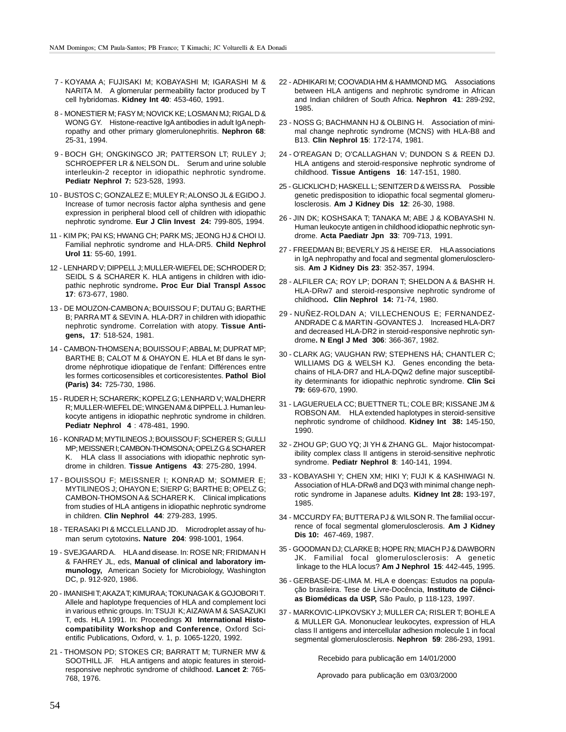7 - KOYAMA A; FUJISAKI M; KOBAYASHI M; IGARASHI M & NARITA M. A glomerular permeability factor produced by T cell hybridomas. **Kidney Int 40**: 453-460, 1991.

8 - MONESTIER M; FASY M; NOVICK KE; LOSMAN MJ; RIGAL D & WONG GY. Histone-reactive IgA antibodies in adult IgA nephropathy and other primary glomerulonephritis. **Nephron 68**: 25-31, 1994.

9 - BOCH GH; ONGKINGCO JR; PATTERSON LT; RULEY J; SCHROEPFER LR & NELSON DL. Serum and urine soluble interleukin-2 receptor in idiopathic nephrotic syndrome. **Pediatr Nephrol 7:** 523-528, 1993.

10 - BUSTOS C; GONZALEZ E; MULEY R; ALONSO JL & EGIDO J. Increase of tumor necrosis factor alpha synthesis and gene expression in peripheral blood cell of children with idiopathic nephrotic syndrome. **Eur J Clin Invest 24:** 799-805, 1994.

11 - KIM PK; PAI KS; HWANG CH; PARK MS; JEONG HJ & CHOI IJ. Familial nephrotic syndrome and HLA-DR5. **Child Nephrol Urol 11**: 55-60, 1991.

12 - LENHARD V; DIPPELL J; MULLER-WIEFEL DE; SCHRODER D; SEIDL S & SCHARER K. HLA antigens in children with idiopathic nephrotic syndrome**. Proc Eur Dial Transpl Assoc 17**: 673-677, 1980.

13 - DE MOUZON-CAMBON A; BOUISSOU F; DUTAU G; BARTHE B; PARRA MT & SEVIN A. HLA-DR7 in children with idiopathic nephrotic syndrome. Correlation with atopy. **Tissue Antigens, 17**: 518-524, 1981.

14 - CAMBON-THOMSEN A; BOUISSOU F; ABBAL M; DUPRAT MP; BARTHE B; CALOT M & OHAYON E. HLA et Bf dans le syndrome néphrotique idiopatique de l'enfant: Différences entre les formes corticosensibles et corticoresistentes. **Pathol Biol (Paris) 34:** 725-730, 1986.

15 - RUDER H; SCHARERK; KOPELZ G; LENHARD V; WALDHERR R; MULLER-WIEFEL DE; WINGEN AM & DIPPELL J. Human leukocyte antigens in idiopathic nephrotic syndrome in children. **Pediatr Nephrol 4** : 478-481, 1990.

16 - KONRAD M; MYTILINEOS J; BOUISSOU F; SCHERER S; GULLI MP; MEISSNER I; CAMBON-THOMSON A; OPELZ G & SCHARER K. HLA class II associations with idiopathic nephrotic syndrome in children. **Tissue Antigens 43**: 275-280, 1994.

17 - BOUISSOU F; MEISSNER I; KONRAD M; SOMMER E; MYTILINEOS J; OHAYON E; SIERP G; BARTHE B; OPELZ G; CAMBON-THOMSON A & SCHARER K. Clinical implications from studies of HLA antigens in idiopathic nephrotic syndrome in children. **Clin Nephrol 44**: 279-283, 1995.

18 - TERASAKI PI & MCCLELLAND JD. Microdroplet assay of human serum cytotoxins**. Nature 204**: 998-1001, 1964.

19 - SVEJGAARD A. HLA and disease. In: ROSE NR; FRIDMAN H & FAHREY JL, eds, **Manual of clinical and laboratory immunology,** American Society for Microbiology, Washington DC, p. 912-920, 1986.

20 - IMANISHI T; AKAZA T; KIMURA A; TOKUNAGA K & GOJOBORI T. Allele and haplotype frequencies of HLA and complement loci in various ethnic groups. In: TSUJI K; AIZAWA M & SASAZUKI T, eds. HLA 1991. In: Proceedings **XI International Histocompatibility Workshop and Conference**, Oxford Scientific Publications, Oxford, v. 1, p. 1065-1220, 1992.

21 - THOMSON PD; STOKES CR; BARRATT M; TURNER MW & SOOTHILL JF. HLA antigens and atopic features in steroid-responsive nephrotic syndrome of childhood. **Lancet 2**: 765-768, 1976.

22 - ADHIKARI M; COOVADIA HM & HAMMOND MG. Associations between HLA antigens and nephrotic syndrome in African and Indian children of South Africa. **Nephron 41**: 289-292, 1985.

23 - NOSS G; BACHMANN HJ & OLBING H. Association of minimal change nephrotic syndrome (MCNS) with HLA-B8 and B13. **Clin Nephrol 15**: 172-174, 1981.

24 - O'REAGAN D; O'CALLAGHAN V; DUNDON S & REEN DJ. HLA antigens and steroid-responsive nephrotic syndrome of childhood. **Tissue Antigens 16**: 147-151, 1980.

25 - GLICKLICH D; HASKELL L; SENITZER D & WEISS RA. Possible genetic predisposition to idiopathic focal segmental glomerulosclerosis. **Am J Kidney Dis 12**: 26-30, 1988.

26 - JIN DK; KOSHSAKA T; TANAKA M; ABE J & KOBAYASHI N. Human leukocyte antigen in childhood idiopathic nephrotic syndrome. **Acta Paediatr Jpn 33**: 709-713, 1991.

27 - FREEDMAN BI; BEVERLY JS & HEISE ER. HLA associations in IgA nephropathy and focal and segmental glomerulosclerosis. **Am J Kidney Dis 23**: 352-357, 1994.

28 - ALFILER CA; ROY LP; DORAN T; SHELDON A & BASHR H. HLA-DRw7 and steroid-responsive nephrotic syndrome of childhood**. Clin Nephrol 14:** 71-74, 1980.

29 - NUÑEZ-ROLDAN A; VILLECHENOUS E; FERNANDEZ-ANDRADE C & MARTIN -GOVANTES J. Increased HLA-DR7 and decreased HLA-DR2 in steroid-responsive nephrotic syndrome**. N Engl J Med 306**: 366-367, 1982.

30 - CLARK AG; VAUGHAN RW; STEPHENS HÁ; CHANTLER C; WILLIAMS DG & WELSH KJ. Genes enconding the beta-chains of HLA-DR7 and HLA-DQw2 define major susceptibility determinants for idiopathic nephrotic syndrome. **Clin Sci 79:** 669-670, 1990.

31 - LAGUERUELA CC; BUETTNER TL; COLE BR; KISSANE JM & ROBSON AM. HLA extended haplotypes in steroid-sensitive nephrotic syndrome of childhood. **Kidney Int 38:** 145-150, 1990.

32 - ZHOU GP; GUO YQ; JI YH & ZHANG GL. Major histocompatibility complex class II antigens in steroid-sensitive nephrotic syndrome. **Pediatr Nephrol 8**: 140-141, 1994.

33 - KOBAYASHI Y; CHEN XM; HIKI Y; FUJI K & KASHIWAGI N. Association of HLA-DRw8 and DQ3 with minimal change nephrotic syndrome in Japanese adults. **Kidney Int 28:** 193-197, 1985.

34 - MCCURDY FA; BUTTERA PJ & WILSON R. The familial occurrence of focal segmental glomerulosclerosis. **Am J Kidney Dis 10:** 467-469, 1987.

35 - GOODMAN DJ; CLARKE B; HOPE RN; MIACH PJ & DAWBORN JK. Familial focal glomerulosclerosis: A genetic linkage to the HLA locus? **Am J Nephrol 15**: 442-445, 1995.

36 - GERBASE-DE-LIMA M. HLA e doenças: Estudos na população brasileira. Tese de Livre-Docência, **Instituto de Ciências Biomédicas da USP,** São Paulo, p 118-123, 1997.

37 - MARKOVIC-LIPKOVSKY J; MULLER CA; RISLER T; BOHLE A & MULLER GA. Mononuclear leukocytes, expression of HLA class II antigens and intercellular adhesion molecule 1 in focal segmental glomerulosclerosis. **Nephron 59**: 286-293, 1991.

Recebido para publicação em 14/01/2000

Aprovado para publicação em 03/03/2000